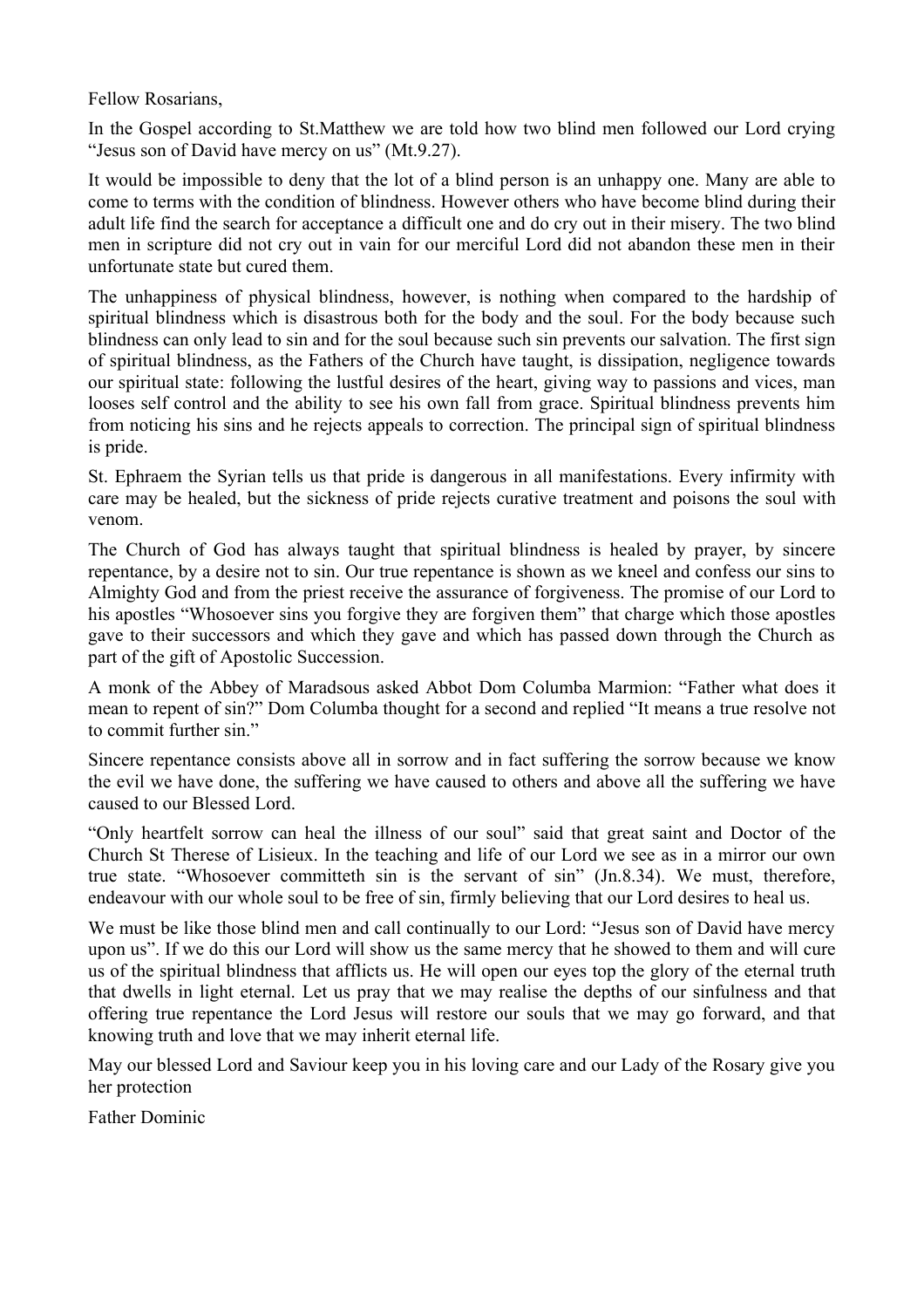Fellow Rosarians,

In the Gospel according to St.Matthew we are told how two blind men followed our Lord crying "Jesus son of David have mercy on us" (Mt.9.27).

It would be impossible to deny that the lot of a blind person is an unhappy one. Many are able to come to terms with the condition of blindness. However others who have become blind during their adult life find the search for acceptance a difficult one and do cry out in their misery. The two blind men in scripture did not cry out in vain for our merciful Lord did not abandon these men in their unfortunate state but cured them.

The unhappiness of physical blindness, however, is nothing when compared to the hardship of spiritual blindness which is disastrous both for the body and the soul. For the body because such blindness can only lead to sin and for the soul because such sin prevents our salvation. The first sign of spiritual blindness, as the Fathers of the Church have taught, is dissipation, negligence towards our spiritual state: following the lustful desires of the heart, giving way to passions and vices, man looses self control and the ability to see his own fall from grace. Spiritual blindness prevents him from noticing his sins and he rejects appeals to correction. The principal sign of spiritual blindness is pride.

St. Ephraem the Syrian tells us that pride is dangerous in all manifestations. Every infirmity with care may be healed, but the sickness of pride rejects curative treatment and poisons the soul with venom.

The Church of God has always taught that spiritual blindness is healed by prayer, by sincere repentance, by a desire not to sin. Our true repentance is shown as we kneel and confess our sins to Almighty God and from the priest receive the assurance of forgiveness. The promise of our Lord to his apostles "Whosoever sins you forgive they are forgiven them" that charge which those apostles gave to their successors and which they gave and which has passed down through the Church as part of the gift of Apostolic Succession.

A monk of the Abbey of Maradsous asked Abbot Dom Columba Marmion: "Father what does it mean to repent of sin?" Dom Columba thought for a second and replied "It means a true resolve not to commit further sin."

Sincere repentance consists above all in sorrow and in fact suffering the sorrow because we know the evil we have done, the suffering we have caused to others and above all the suffering we have caused to our Blessed Lord.

"Only heartfelt sorrow can heal the illness of our soul" said that great saint and Doctor of the Church St Therese of Lisieux. In the teaching and life of our Lord we see as in a mirror our own true state. "Whosoever committeth sin is the servant of sin" (Jn.8.34). We must, therefore, endeavour with our whole soul to be free of sin, firmly believing that our Lord desires to heal us.

We must be like those blind men and call continually to our Lord: "Jesus son of David have mercy upon us". If we do this our Lord will show us the same mercy that he showed to them and will cure us of the spiritual blindness that afflicts us. He will open our eyes top the glory of the eternal truth that dwells in light eternal. Let us pray that we may realise the depths of our sinfulness and that offering true repentance the Lord Jesus will restore our souls that we may go forward, and that knowing truth and love that we may inherit eternal life.

May our blessed Lord and Saviour keep you in his loving care and our Lady of the Rosary give you her protection

Father Dominic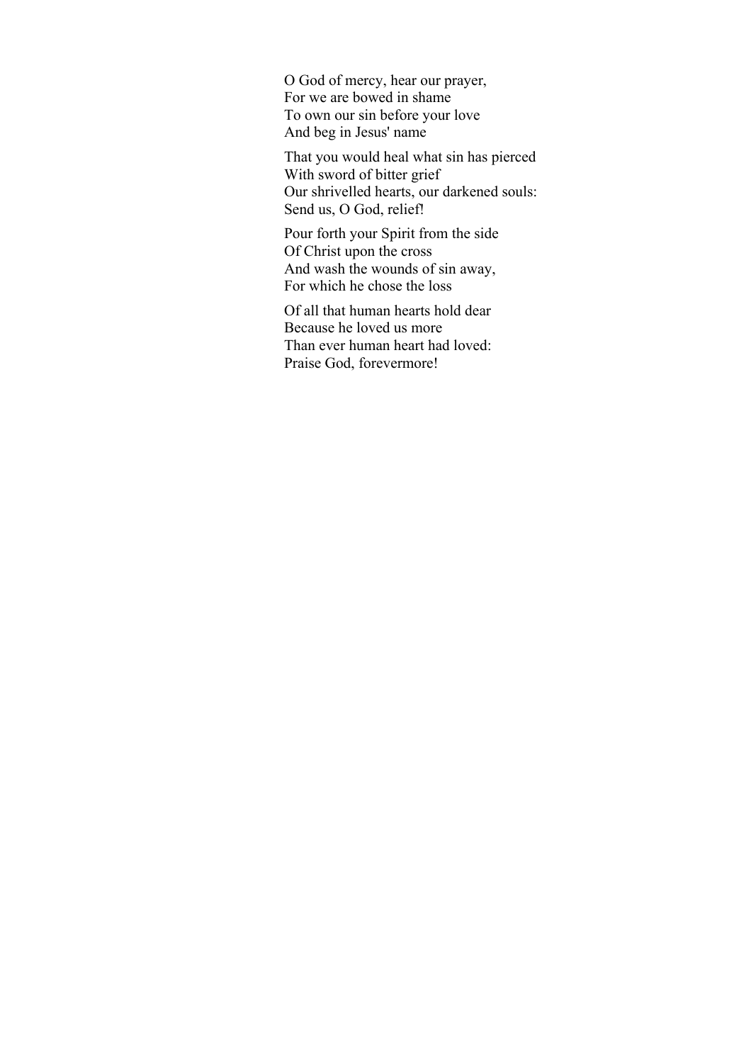O God of mercy, hear our prayer,  
For we are bowed in shame  
To own our sin before your love  
And beg in Jesus' name

That you would heal what sin has pierced  
With sword of bitter grief  
Our shrivelled hearts, our darkened souls:  
Send us, O God, relief!

Pour forth your Spirit from the side  
Of Christ upon the cross  
And wash the wounds of sin away,  
For which he chose the loss

Of all that human hearts hold dear  
Because he loved us more  
Than ever human heart had loved:  
Praise God, forevermore!